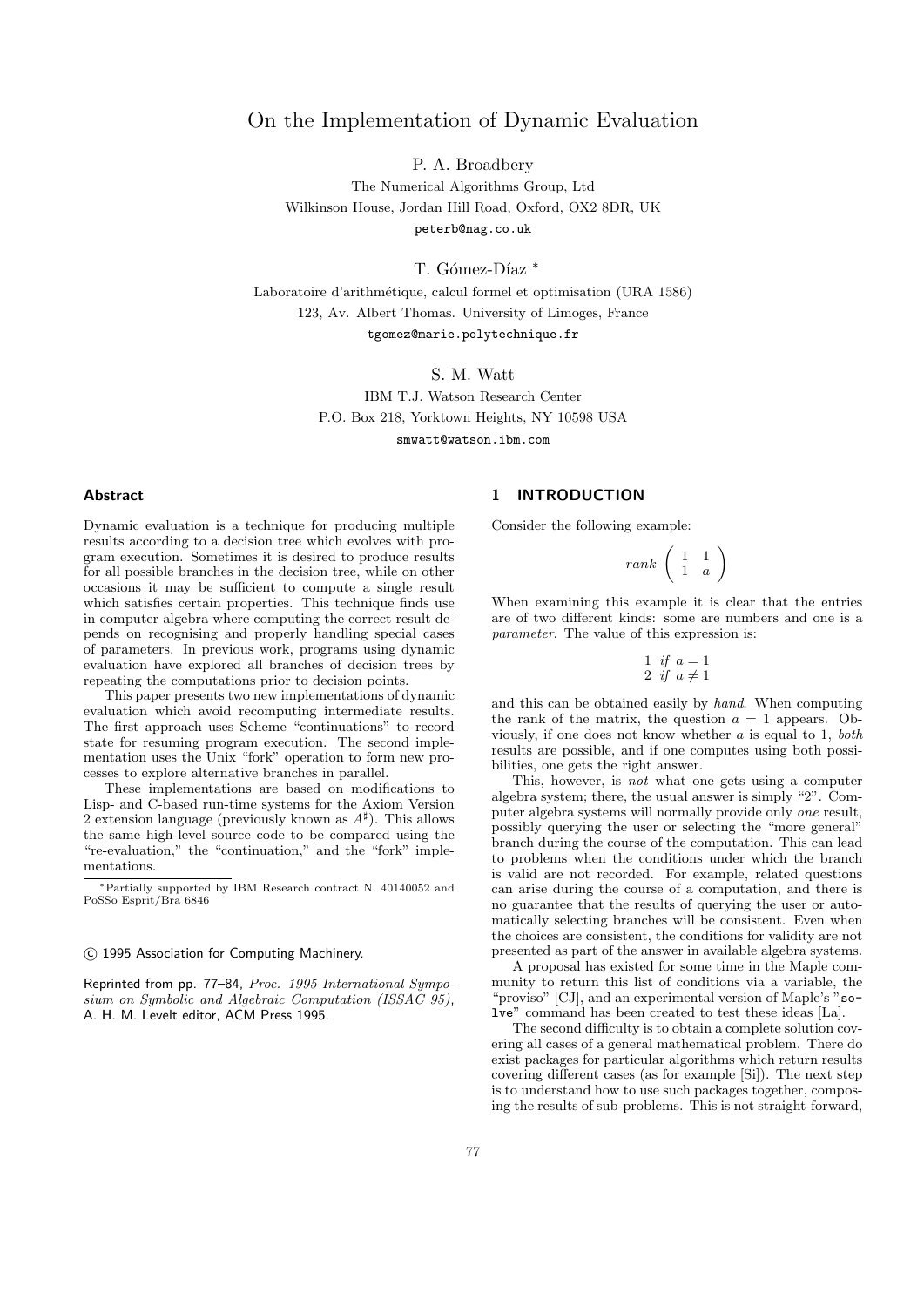# On the Implementation of Dynamic Evaluation

P. A. Broadbery

The Numerical Algorithms Group, Ltd
Wilkinson House, Jordan Hill Road, Oxford, OX2 8DR, UK
peterb@nag.co.uk

T. Gómez-Díaz *

Laboratoire d'arithmétique, calcul formel et optimisation (URA 1586)
123, Av. Albert Thomas. University of Limoges, France
tgomez@marie.polytechnique.fr

S. M. Watt

IBM T.J. Watson Research Center
P.O. Box 218, Yorktown Heights, NY 10598 USA
smwatt@watson.ibm.com

### Abstract

Dynamic evaluation is a technique for producing multiple results according to a decision tree which evolves with program execution. Sometimes it is desired to produce results for all possible branches in the decision tree, while on other occasions it may be sufficient to compute a single result which satisfies certain properties. This technique finds use in computer algebra where computing the correct result depends on recognising and properly handling special cases of parameters. In previous work, programs using dynamic evaluation have explored all branches of decision trees by repeating the computations prior to decision points.

This paper presents two new implementations of dynamic evaluation which avoid recomputing intermediate results. The first approach uses Scheme "continuations" to record state for resuming program execution. The second implementation uses the Unix "fork" operation to form new processes to explore alternative branches in parallel.

These implementations are based on modifications to Lisp- and C-based run-time systems for the Axiom Version 2 extension language (previously known as $A^\sharp$). This allows the same high-level source code to be compared using the "re-evaluation," the "continuation," and the "fork" implementations.

* Partially supported by IBM Research contract N. 40140052 and PoSSo Esprit/Bra 6846

© 1995 Association for Computing Machinery.

Reprinted from pp. 77–84, *Proc. 1995 International Symposium on Symbolic and Algebraic Computation (ISSAC 95)*, A. H. M. Levelt editor, ACM Press 1995.

## 1 INTRODUCTION

Consider the following example:

$$rank \begin{pmatrix} 1 & 1 \\ 1 & a \end{pmatrix}$$

When examining this example it is clear that the entries are of two different kinds: some are numbers and one is a *parameter*. The value of this expression is:

$$\begin{array}{ll} 1 & \textit{if } a = 1 \\ 2 & \textit{if } a \neq 1 \end{array}$$

and this can be obtained easily by *hand*. When computing the rank of the matrix, the question $a = 1$ appears. Obviously, if one does not know whether $a$ is equal to 1, *both* results are possible, and if one computes using both possibilities, one gets the right answer.

This, however, is *not* what one gets using a computer algebra system; there, the usual answer is simply "2". Computer algebra systems will normally provide only *one* result, possibly querying the user or selecting the "more general" branch during the course of the computation. This can lead to problems when the conditions under which the branch is valid are not recorded. For example, related questions can arise during the course of a computation, and there is no guarantee that the results of querying the user or automatically selecting branches will be consistent. Even when the choices are consistent, the conditions for validity are not presented as part of the answer in available algebra systems.

A proposal has existed for some time in the Maple community to return this list of conditions via a variable, the "proviso" [CJ], and an experimental version of Maple's "solve" command has been created to test these ideas [La].

The second difficulty is to obtain a complete solution covering all cases of a general mathematical problem. There do exist packages for particular algorithms which return results covering different cases (as for example [Si]). The next step is to understand how to use such packages together, composing the results of sub-problems. This is not straight-forward,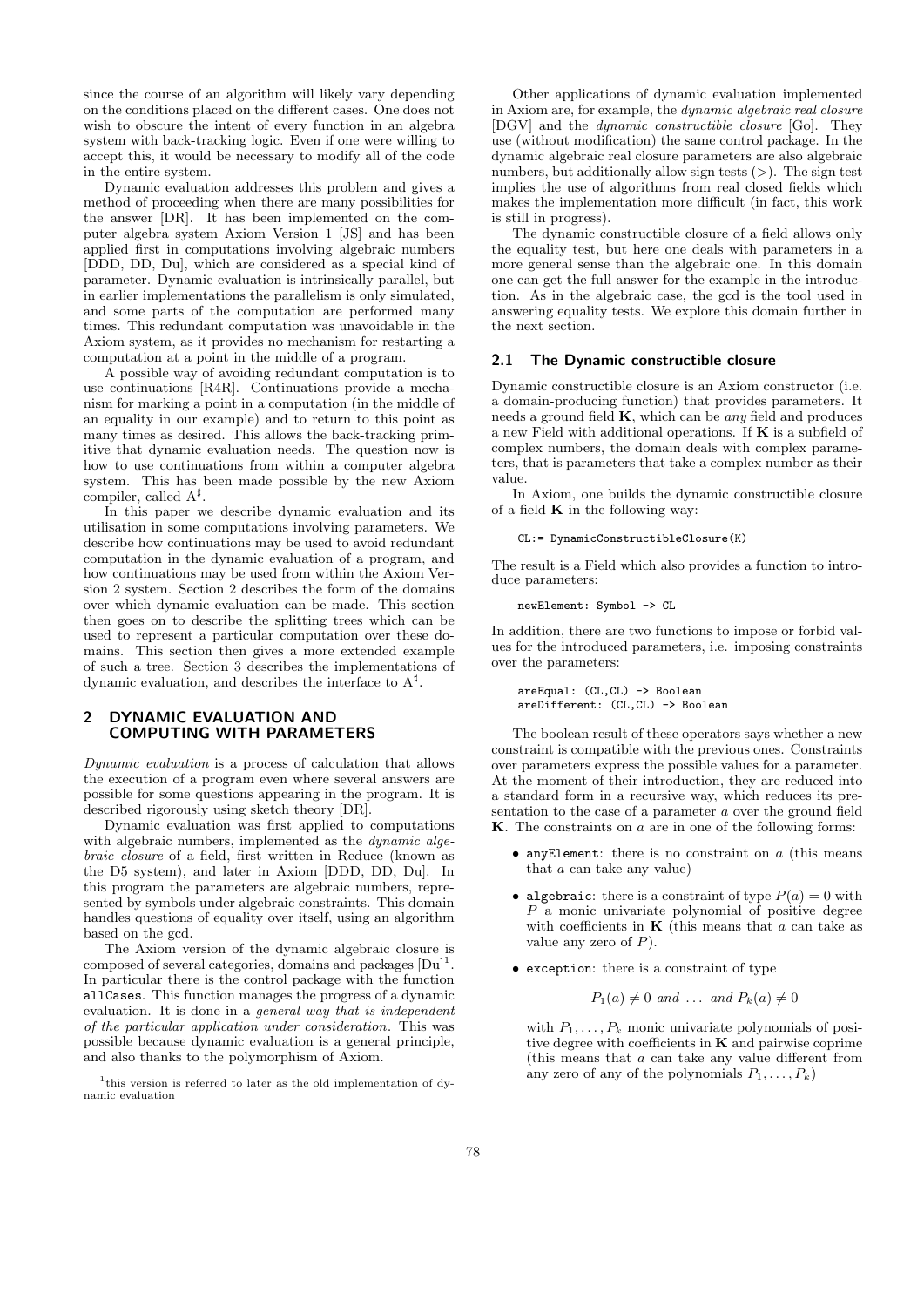since the course of an algorithm will likely vary depending on the conditions placed on the different cases. One does not wish to obscure the intent of every function in an algebra system with back-tracking logic. Even if one were willing to accept this, it would be necessary to modify all of the code in the entire system.

Dynamic evaluation addresses this problem and gives a method of proceeding when there are many possibilities for the answer [DR]. It has been implemented on the computer algebra system Axiom Version 1 [JS] and has been applied first in computations involving algebraic numbers [DDD, DD, Du], which are considered as a special kind of parameter. Dynamic evaluation is intrinsically parallel, but in earlier implementations the parallelism is only simulated, and some parts of the computation are performed many times. This redundant computation was unavoidable in the Axiom system, as it provides no mechanism for restarting a computation at a point in the middle of a program.

A possible way of avoiding redundant computation is to use continuations [R4R]. Continuations provide a mechanism for marking a point in a computation (in the middle of an equality in our example) and to return to this point as many times as desired. This allows the back-tracking primitive that dynamic evaluation needs. The question now is how to use continuations from within a computer algebra system. This has been made possible by the new Axiom compiler, called $A^\sharp$.

In this paper we describe dynamic evaluation and its utilisation in some computations involving parameters. We describe how continuations may be used to avoid redundant computation in the dynamic evaluation of a program, and how continuations may be used from within the Axiom Version 2 system. Section 2 describes the form of the domains over which dynamic evaluation can be made. This section then goes on to describe the splitting trees which can be used to represent a particular computation over these domains. This section then gives a more extended example of such a tree. Section 3 describes the implementations of dynamic evaluation, and describes the interface to $A^\sharp$.

## 2 DYNAMIC EVALUATION AND COMPUTING WITH PARAMETERS

*Dynamic evaluation* is a process of calculation that allows the execution of a program even where several answers are possible for some questions appearing in the program. It is described rigorously using sketch theory [DR].

Dynamic evaluation was first applied to computations with algebraic numbers, implemented as the *dynamic algebraic closure* of a field, first written in Reduce (known as the D5 system), and later in Axiom [DDD, DD, Du]. In this program the parameters are algebraic numbers, represented by symbols under algebraic constraints. This domain handles questions of equality over itself, using an algorithm based on the gcd.

The Axiom version of the dynamic algebraic closure is composed of several categories, domains and packages [Du][1]. In particular there is the control package with the function `allCases`. This function manages the progress of a dynamic evaluation. It is done in a *general way that is independent of the particular application under consideration*. This was possible because dynamic evaluation is a general principle, and also thanks to the polymorphism of Axiom.

[1] this version is referred to later as the old implementation of dynamic evaluation

Other applications of dynamic evaluation implemented in Axiom are, for example, the *dynamic algebraic real closure* [DGV] and the *dynamic constructible closure* [Go]. They use (without modification) the same control package. In the dynamic algebraic real closure parameters are also algebraic numbers, but additionally allow sign tests ($>$). The sign test implies the use of algorithms from real closed fields which makes the implementation more difficult (in fact, this work is still in progress).

The dynamic constructible closure of a field allows only the equality test, but here one deals with parameters in a more general sense than the algebraic one. In this domain one can get the full answer for the example in the introduction. As in the algebraic case, the gcd is the tool used in answering equality tests. We explore this domain further in the next section.

### 2.1 The Dynamic constructible closure

Dynamic constructible closure is an Axiom constructor (i.e. a domain-producing function) that provides parameters. It needs a ground field $\mathbf{K}$, which can be *any* field and produces a new Field with additional operations. If $\mathbf{K}$ is a subfield of complex numbers, the domain deals with complex parameters, that is parameters that take a complex number as their value.

In Axiom, one builds the dynamic constructible closure of a field $\mathbf{K}$ in the following way:

```
CL:= DynamicConstructibleClosure(K)
```

The result is a Field which also provides a function to introduce parameters:

```
newElement: Symbol -> CL
```

In addition, there are two functions to impose or forbid values for the introduced parameters, i.e. imposing constraints over the parameters:

```
areEqual: (CL,CL) -> Boolean
areDifferent: (CL,CL) -> Boolean
```

The boolean result of these operators says whether a new constraint is compatible with the previous ones. Constraints over parameters express the possible values for a parameter. At the moment of their introduction, they are reduced into a standard form in a recursive way, which reduces its presentation to the case of a parameter $a$ over the ground field $\mathbf{K}$. The constraints on $a$ are in one of the following forms:

- `anyElement`: there is no constraint on $a$ (this means that $a$ can take any value)
- `algebraic`: there is a constraint of type $P(a) = 0$ with $P$ a monic univariate polynomial of positive degree with coefficients in $\mathbf{K}$ (this means that $a$ can take as value any zero of $P$).
- `exception`: there is a constraint of type

$$P_1(a) \neq 0 \textit{ and } \ldots \textit{ and } P_k(a) \neq 0$$

  with $P_1, \ldots, P_k$ monic univariate polynomials of positive degree with coefficients in $\mathbf{K}$ and pairwise coprime (this means that $a$ can take any value different from any zero of any of the polynomials $P_1, \ldots, P_k$)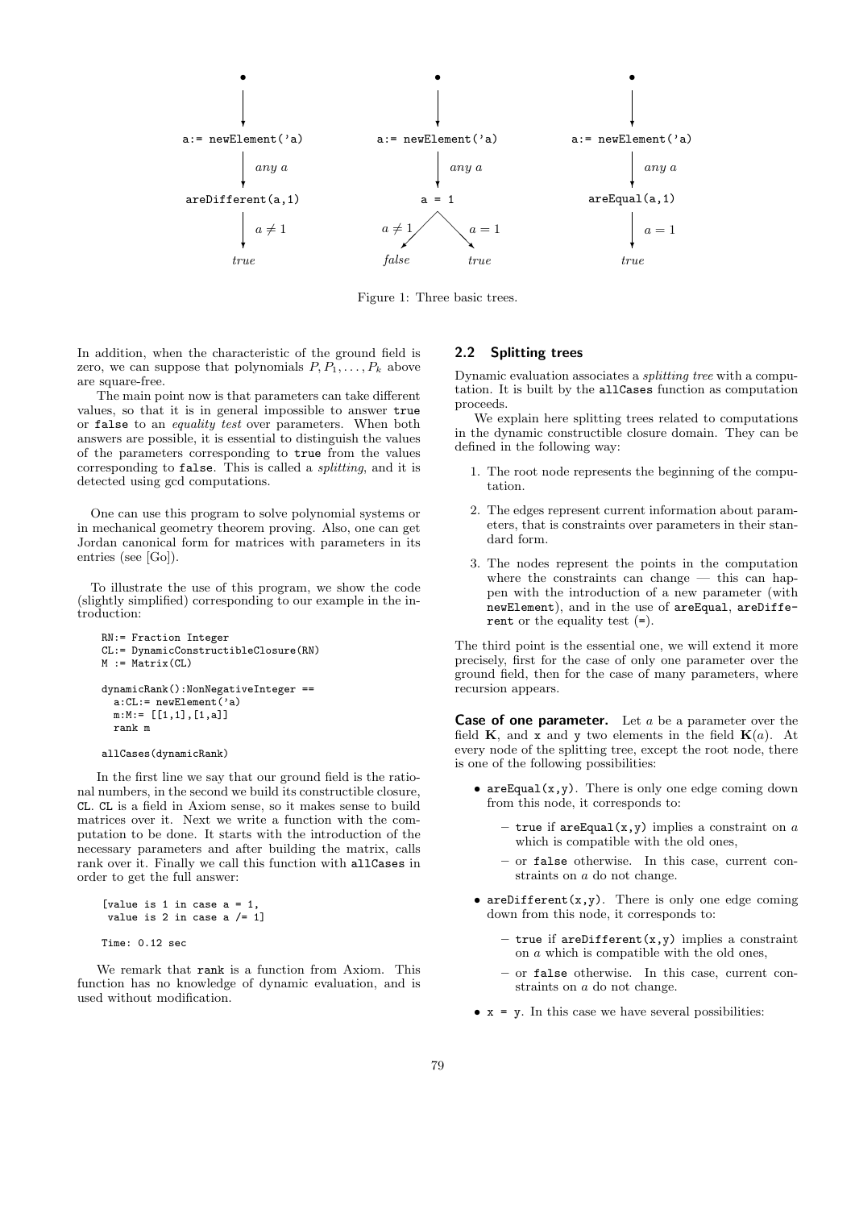Figure 1: Three basic trees.

In addition, when the characteristic of the ground field is zero, we can suppose that polynomials $P, P_1, \ldots, P_k$ above are square-free.

The main point now is that parameters can take different values, so that it is in general impossible to answer `true` or `false` to an *equality test* over parameters. When both answers are possible, it is essential to distinguish the values of the parameters corresponding to `true` from the values corresponding to `false`. This is called a *splitting*, and it is detected using gcd computations.

One can use this program to solve polynomial systems or in mechanical geometry theorem proving. Also, one can get Jordan canonical form for matrices with parameters in its entries (see [Go]).

To illustrate the use of this program, we show the code (slightly simplified) corresponding to our example in the introduction:

```
RN:= Fraction Integer
CL:= DynamicConstructibleClosure(RN)
M := Matrix(CL)

dynamicRank():NonNegativeInteger ==
  a:CL:= newElement('a)
  m:M:= [[1,1],[1,a]]
  rank m

allCases(dynamicRank)
```

In the first line we say that our ground field is the rational numbers, in the second we build its constructible closure, `CL`. `CL` is a field in Axiom sense, so it makes sense to build matrices over it. Next we write a function with the computation to be done. It starts with the introduction of the necessary parameters and after building the matrix, calls rank over it. Finally we call this function with `allCases` in order to get the full answer:

```
[value is 1 in case a = 1,
 value is 2 in case a /= 1]

Time: 0.12 sec
```

We remark that `rank` is a function from Axiom. This function has no knowledge of dynamic evaluation, and is used without modification.

## 2.2 Splitting trees

Dynamic evaluation associates a *splitting tree* with a computation. It is built by the `allCases` function as computation proceeds.

We explain here splitting trees related to computations in the dynamic constructible closure domain. They can be defined in the following way:

1. The root node represents the beginning of the computation.
2. The edges represent current information about parameters, that is constraints over parameters in their standard form.
3. The nodes represent the points in the computation where the constraints can change — this can happen with the introduction of a new parameter (with `newElement`), and in the use of `areEqual`, `areDifferent` or the equality test (`=`).

The third point is the essential one, we will extend it more precisely, first for the case of only one parameter over the ground field, then for the case of many parameters, where recursion appears.

**Case of one parameter.** Let $a$ be a parameter over the field $\mathbf{K}$, and `x` and `y` two elements in the field $\mathbf{K}(a)$. At every node of the splitting tree, except the root node, there is one of the following possibilities:

- `areEqual(x,y)`. There is only one edge coming down from this node, it corresponds to:
  - `true` if `areEqual(x,y)` implies a constraint on $a$ which is compatible with the old ones,
  - or `false` otherwise. In this case, current constraints on $a$ do not change.
- `areDifferent(x,y)`. There is only one edge coming down from this node, it corresponds to:
  - `true` if `areDifferent(x,y)` implies a constraint on $a$ which is compatible with the old ones,
  - or `false` otherwise. In this case, current constraints on $a$ do not change.
- `x = y`. In this case we have several possibilities: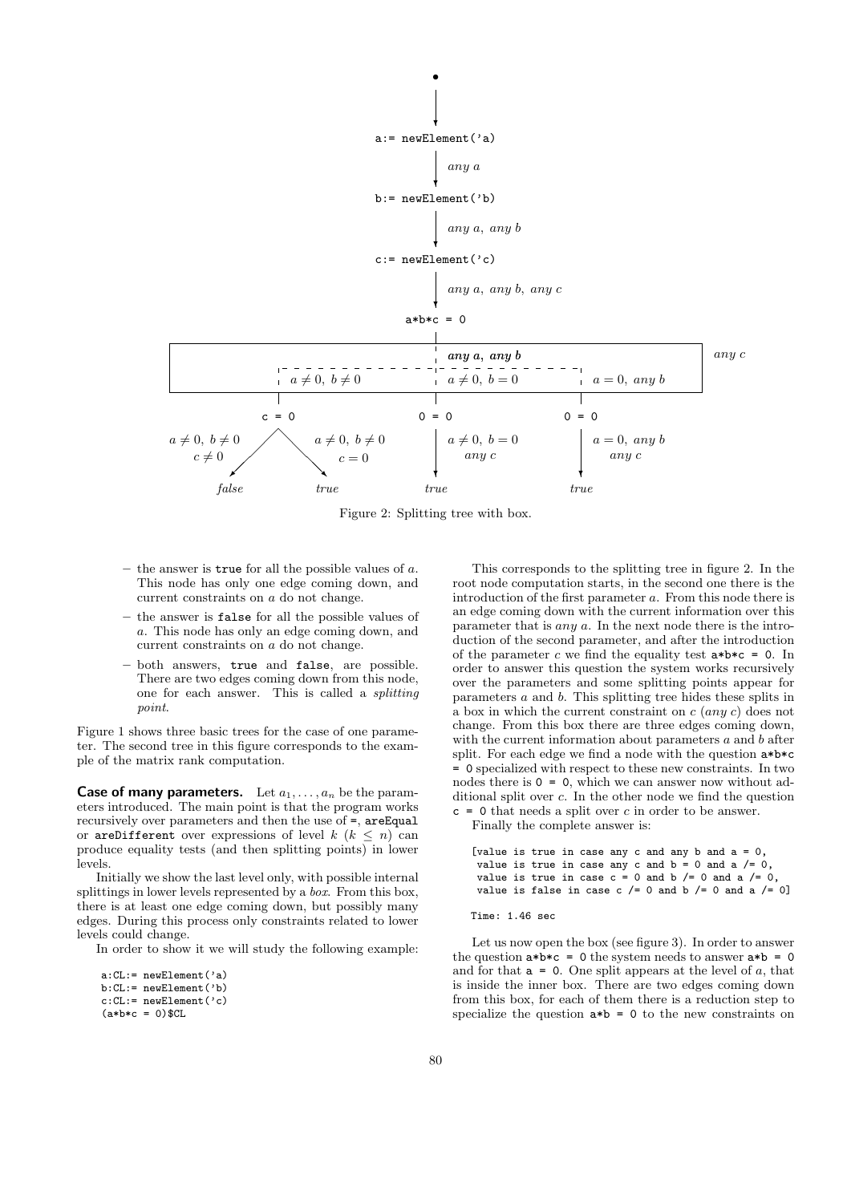Figure 2: Splitting tree with box.

- the answer is `true` for all the possible values of $a$. This node has only one edge coming down, and current constraints on $a$ do not change.
- the answer is `false` for all the possible values of $a$. This node has only an edge coming down, and current constraints on $a$ do not change.
- both answers, `true` and `false`, are possible. There are two edges coming down from this node, one for each answer. This is called a *splitting point*.

Figure 1 shows three basic trees for the case of one parameter. The second tree in this figure corresponds to the example of the matrix rank computation.

**Case of many parameters.** Let $a_1, \ldots, a_n$ be the parameters introduced. The main point is that the program works recursively over parameters and then the use of `=`, `areEqual` or `areDifferent` over expressions of level $k$ ($k \leq n$) can produce equality tests (and then splitting points) in lower levels.

Initially we show the last level only, with possible internal splittings in lower levels represented by a *box*. From this box, there is at least one edge coming down, but possibly many edges. During this process only constraints related to lower levels could change.

In order to show it we will study the following example:

```
a:CL:= newElement('a)
b:CL:= newElement('b)
c:CL:= newElement('c)
(a*b*c = 0)$CL
```

This corresponds to the splitting tree in figure 2. In the root node computation starts, in the second one there is the introduction of the first parameter $a$. From this node there is an edge coming down with the current information over this parameter that is *any* $a$. In the next node there is the introduction of the second parameter, and after the introduction of the parameter $c$ we find the equality test `a*b*c = 0`. In order to answer this question the system works recursively over the parameters and some splitting points appear for parameters $a$ and $b$. This splitting tree hides these splits in a box in which the current constraint on $c$ (*any* $c$) does not change. From this box there are three edges coming down, with the current information about parameters $a$ and $b$ after split. For each edge we find a node with the question `a*b*c = 0` specialized with respect to these new constraints. In two nodes there is `0 = 0`, which we can answer now without additional split over $c$. In the other node we find the question `c = 0` that needs a split over $c$ in order to be answer.

Finally the complete answer is:

```
[value is true in case any c and any b and a = 0,
 value is true in case any c and b = 0 and a /= 0,
 value is true in case c = 0 and b /= 0 and a /= 0,
 value is false in case c /= 0 and b /= 0 and a /= 0]

Time: 1.46 sec
```

Let us now open the box (see figure 3). In order to answer the question `a*b*c = 0` the system needs to answer `a*b = 0` and for that `a = 0`. One split appears at the level of $a$, that is inside the inner box. There are two edges coming down from this box, for each of them there is a reduction step to specialize the question `a*b = 0` to the new constraints on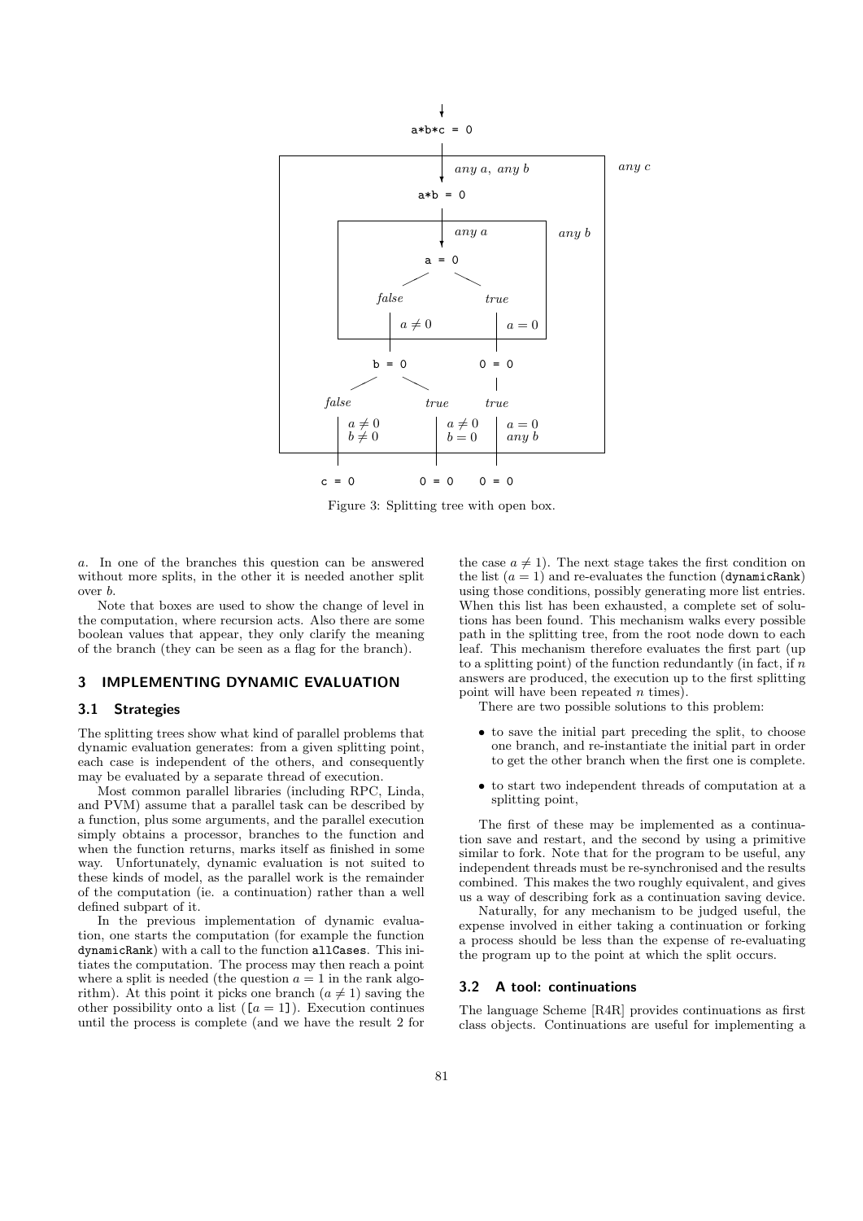Figure 3: Splitting tree with open box.

$a$. In one of the branches this question can be answered without more splits, in the other it is needed another split over $b$.

Note that boxes are used to show the change of level in the computation, where recursion acts. Also there are some boolean values that appear, they only clarify the meaning of the branch (they can be seen as a flag for the branch).

## 3 IMPLEMENTING DYNAMIC EVALUATION

### 3.1 Strategies

The splitting trees show what kind of parallel problems that dynamic evaluation generates: from a given splitting point, each case is independent of the others, and consequently may be evaluated by a separate thread of execution.

Most common parallel libraries (including RPC, Linda, and PVM) assume that a parallel task can be described by a function, plus some arguments, and the parallel execution simply obtains a processor, branches to the function and when the function returns, marks itself as finished in some way. Unfortunately, dynamic evaluation is not suited to these kinds of model, as the parallel work is the remainder of the computation (ie. a continuation) rather than a well defined subpart of it.

In the previous implementation of dynamic evaluation, one starts the computation (for example the function `dynamicRank`) with a call to the function `allCases`. This initiates the computation. The process may then reach a point where a split is needed (the question $a = 1$ in the rank algorithm). At this point it picks one branch ($a \neq 1$) saving the other possibility onto a list ($[a = 1]$). Execution continues until the process is complete (and we have the result 2 for the case $a \neq 1$). The next stage takes the first condition on the list ($a = 1$) and re-evaluates the function (`dynamicRank`) using those conditions, possibly generating more list entries. When this list has been exhausted, a complete set of solutions has been found. This mechanism walks every possible path in the splitting tree, from the root node down to each leaf. This mechanism therefore evaluates the first part (up to a splitting point) of the function redundantly (in fact, if $n$ answers are produced, the execution up to the first splitting point will have been repeated $n$ times).

There are two possible solutions to this problem:

- to save the initial part preceding the split, to choose one branch, and re-instantiate the initial part in order to get the other branch when the first one is complete.
- to start two independent threads of computation at a splitting point,

The first of these may be implemented as a continuation save and restart, and the second by using a primitive similar to fork. Note that for the program to be useful, any independent threads must be re-synchronised and the results combined. This makes the two roughly equivalent, and gives us a way of describing fork as a continuation saving device.

Naturally, for any mechanism to be judged useful, the expense involved in either taking a continuation or forking a process should be less than the expense of re-evaluating the program up to the point at which the split occurs.

### 3.2 A tool: continuations

The language Scheme [R4R] provides continuations as first class objects. Continuations are useful for implementing a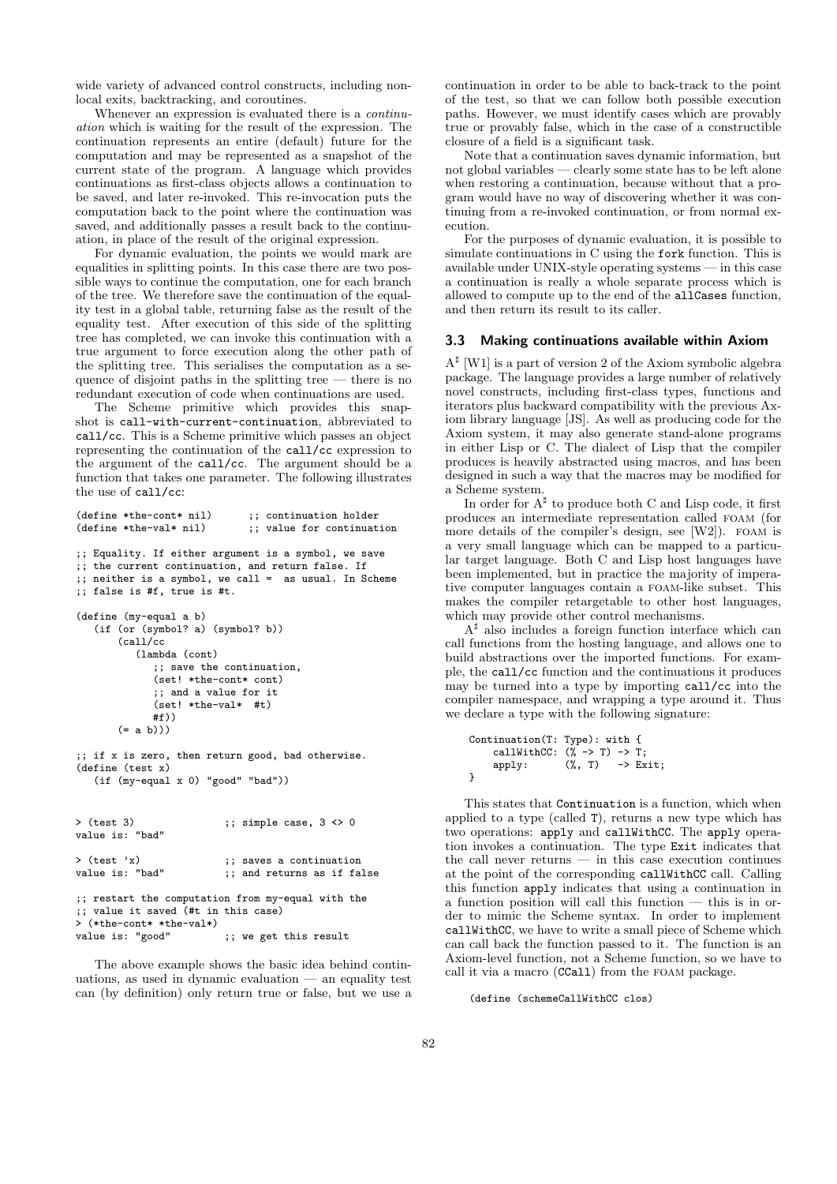wide variety of advanced control constructs, including non-local exits, backtracking, and coroutines.

Whenever an expression is evaluated there is a *continuation* which is waiting for the result of the expression. The continuation represents an entire (default) future for the computation and may be represented as a snapshot of the current state of the program. A language which provides continuations as first-class objects allows a continuation to be saved, and later re-invoked. This re-invocation puts the computation back to the point where the continuation was saved, and additionally passes a result back to the continuation, in place of the result of the original expression.

For dynamic evaluation, the points we would mark are equalities in splitting points. In this case there are two possible ways to continue the computation, one for each branch of the tree. We therefore save the continuation of the equality test in a global table, returning false as the result of the equality test. After execution of this side of the splitting tree has completed, we can invoke this continuation with a true argument to force execution along the other path of the splitting tree. This serialises the computation as a sequence of disjoint paths in the splitting tree — there is no redundant execution of code when continuations are used.

The Scheme primitive which provides this snapshot is `call-with-current-continuation`, abbreviated to `call/cc`. This is a Scheme primitive which passes an object representing the continuation of the `call/cc` expression to the argument of the `call/cc`. The argument should be a function that takes one parameter. The following illustrates the use of `call/cc`:

```
(define *the-cont* nil)      ;; continuation holder
(define *the-val* nil)       ;; value for continuation

;; Equality. If either argument is a symbol, we save
;; the current continuation, and return false. If
;; neither is a symbol, we call =  as usual. In Scheme
;; false is #f, true is #t.

(define (my-equal a b)
   (if (or (symbol? a) (symbol? b))
       (call/cc
          (lambda (cont)
             ;; save the continuation,
             (set! *the-cont* cont)
             ;; and a value for it
             (set! *the-val*  #t)
             #f))
       (= a b)))

;; if x is zero, then return good, bad otherwise.
(define (test x)
   (if (my-equal x 0) "good" "bad"))


> (test 3)                ;; simple case, 3 <> 0
value is: "bad"

> (test 'x)               ;; saves a continuation
value is: "bad"           ;; and returns as if false

;; restart the computation from my-equal with the
;; value it saved (#t in this case)
> (*the-cont* *the-val*)
value is: "good"          ;; we get this result
```

The above example shows the basic idea behind continuations, as used in dynamic evaluation — an equality test can (by definition) only return true or false, but we use a continuation in order to be able to back-track to the point of the test, so that we can follow both possible execution paths. However, we must identify cases which are provably true or provably false, which in the case of a constructible closure of a field is a significant task.

Note that a continuation saves dynamic information, but not global variables — clearly some state has to be left alone when restoring a continuation, because without that a program would have no way of discovering whether it was continuing from a re-invoked continuation, or from normal execution.

For the purposes of dynamic evaluation, it is possible to simulate continuations in C using the `fork` function. This is available under UNIX-style operating systems — in this case a continuation is really a whole separate process which is allowed to compute up to the end of the `allCases` function, and then return its result to its caller.

### 3.3 Making continuations available within Axiom

$A^\sharp$ [W1] is a part of version 2 of the Axiom symbolic algebra package. The language provides a large number of relatively novel constructs, including first-class types, functions and iterators plus backward compatibility with the previous Axiom library language [JS]. As well as producing code for the Axiom system, it may also generate stand-alone programs in either Lisp or C. The dialect of Lisp that the compiler produces is heavily abstracted using macros, and has been designed in such a way that the macros may be modified for a Scheme system.

In order for $A^\sharp$ to produce both C and Lisp code, it first produces an intermediate representation called FOAM (for more details of the compiler's design, see [W2]). FOAM is a very small language which can be mapped to a particular target language. Both C and Lisp host languages have been implemented, but in practice the majority of imperative computer languages contain a FOAM-like subset. This makes the compiler retargetable to other host languages, which may provide other control mechanisms.

$A^\sharp$ also includes a foreign function interface which can call functions from the hosting language, and allows one to build abstractions over the imported functions. For example, the `call/cc` function and the continuations it produces may be turned into a type by importing `call/cc` into the compiler namespace, and wrapping a type around it. Thus we declare a type with the following signature:

```
Continuation(T: Type): with {
    callWithCC: (% -> T) -> T;
    apply:      (%, T)   -> Exit;
}
```

This states that `Continuation` is a function, which when applied to a type (called `T`), returns a new type which has two operations: `apply` and `callWithCC`. The `apply` operation invokes a continuation. The type `Exit` indicates that the call never returns — in this case execution continues at the point of the corresponding `callWithCC` call. Calling this function `apply` indicates that using a continuation in a function position will call this function — this is in order to mimic the Scheme syntax. In order to implement `callWithCC`, we have to write a small piece of Scheme which can call back the function passed to it. The function is an Axiom-level function, not a Scheme function, so we have to call it via a macro (`CCall`) from the FOAM package.

```
(define (schemeCallWithCC clos)
```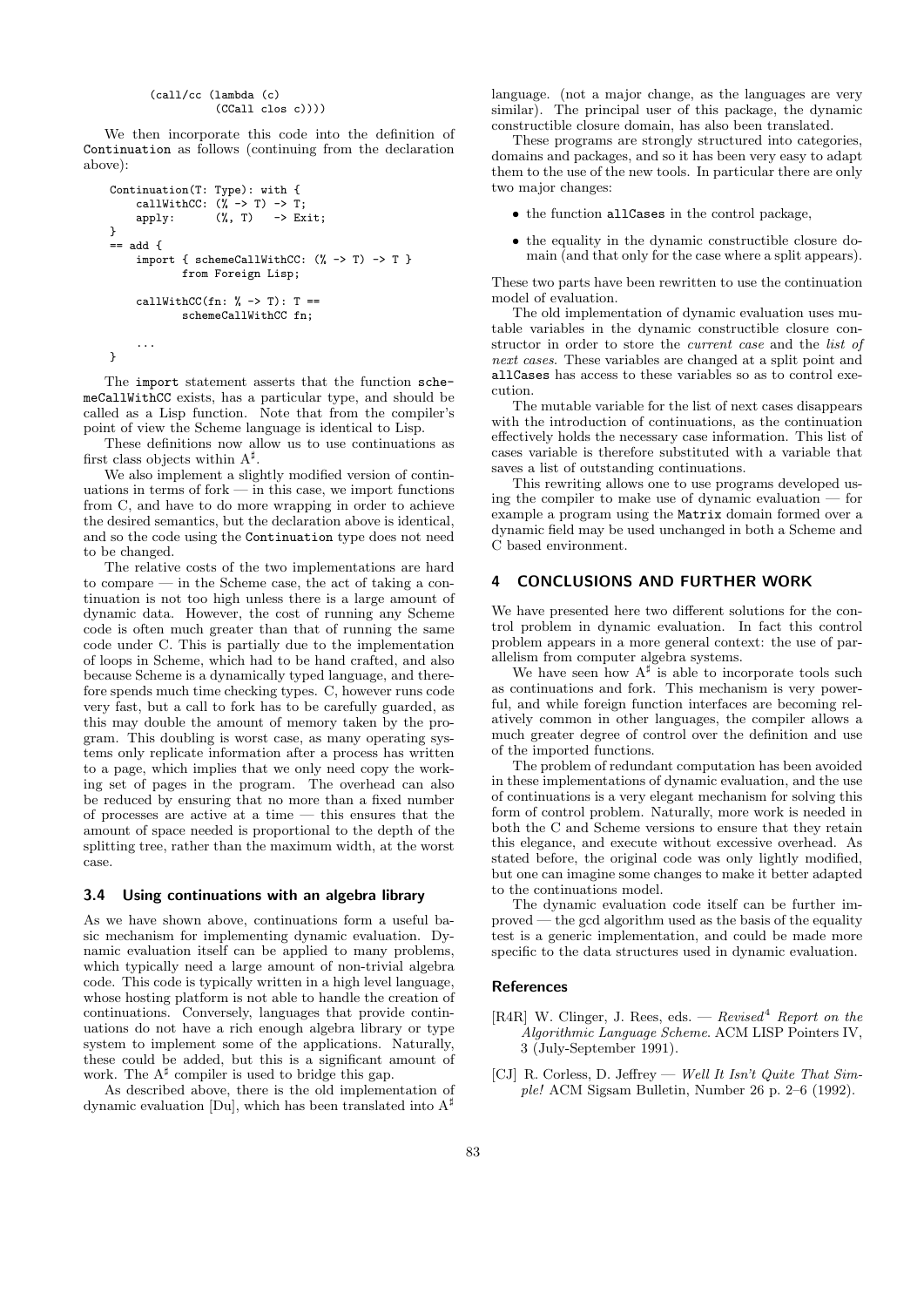```
        (call/cc (lambda (c)
                 (CCall clos c))))
```

We then incorporate this code into the definition of `Continuation` as follows (continuing from the declaration above):

```
Continuation(T: Type): with {
    callWithCC: (% -> T) -> T;
    apply:      (%, T)   -> Exit;
}
== add {
    import { schemeCallWithCC: (% -> T) -> T }
           from Foreign Lisp;

    callWithCC(fn: % -> T): T ==
           schemeCallWithCC fn;

    ...
}
```

The `import` statement asserts that the function `schemeCallWithCC` exists, has a particular type, and should be called as a Lisp function. Note that from the compiler's point of view the Scheme language is identical to Lisp.

These definitions now allow us to use continuations as first class objects within $A^\sharp$.

We also implement a slightly modified version of continuations in terms of fork — in this case, we import functions from C, and have to do more wrapping in order to achieve the desired semantics, but the declaration above is identical, and so the code using the `Continuation` type does not need to be changed.

The relative costs of the two implementations are hard to compare — in the Scheme case, the act of taking a continuation is not too high unless there is a large amount of dynamic data. However, the cost of running any Scheme code is often much greater than that of running the same code under C. This is partially due to the implementation of loops in Scheme, which had to be hand crafted, and also because Scheme is a dynamically typed language, and therefore spends much time checking types. C, however runs code very fast, but a call to fork has to be carefully guarded, as this may double the amount of memory taken by the program. This doubling is worst case, as many operating systems only replicate information after a process has written to a page, which implies that we only need copy the working set of pages in the program. The overhead can also be reduced by ensuring that no more than a fixed number of processes are active at a time — this ensures that the amount of space needed is proportional to the depth of the splitting tree, rather than the maximum width, at the worst case.

### 3.4 Using continuations with an algebra library

As we have shown above, continuations form a useful basic mechanism for implementing dynamic evaluation. Dynamic evaluation itself can be applied to many problems, which typically need a large amount of non-trivial algebra code. This code is typically written in a high level language, whose hosting platform is not able to handle the creation of continuations. Conversely, languages that provide continuations do not have a rich enough algebra library or type system to implement some of the applications. Naturally, these could be added, but this is a significant amount of work. The $A^\sharp$ compiler is used to bridge this gap.

As described above, there is the old implementation of dynamic evaluation [Du], which has been translated into $A^\sharp$ language. (not a major change, as the languages are very similar). The principal user of this package, the dynamic constructible closure domain, has also been translated.

These programs are strongly structured into categories, domains and packages, and so it has been very easy to adapt them to the use of the new tools. In particular there are only two major changes:

- the function `allCases` in the control package,
- the equality in the dynamic constructible closure domain (and that only for the case where a split appears).

These two parts have been rewritten to use the continuation model of evaluation.

The old implementation of dynamic evaluation uses mutable variables in the dynamic constructible closure constructor in order to store the *current case* and the *list of next cases*. These variables are changed at a split point and `allCases` has access to these variables so as to control execution.

The mutable variable for the list of next cases disappears with the introduction of continuations, as the continuation effectively holds the necessary case information. This list of cases variable is therefore substituted with a variable that saves a list of outstanding continuations.

This rewriting allows one to use programs developed using the compiler to make use of dynamic evaluation — for example a program using the `Matrix` domain formed over a dynamic field may be used unchanged in both a Scheme and C based environment.

## 4 CONCLUSIONS AND FURTHER WORK

We have presented here two different solutions for the control problem in dynamic evaluation. In fact this control problem appears in a more general context: the use of parallelism from computer algebra systems.

We have seen how $A^\sharp$ is able to incorporate tools such as continuations and fork. This mechanism is very powerful, and while foreign function interfaces are becoming relatively common in other languages, the compiler allows a much greater degree of control over the definition and use of the imported functions.

The problem of redundant computation has been avoided in these implementations of dynamic evaluation, and the use of continuations is a very elegant mechanism for solving this form of control problem. Naturally, more work is needed in both the C and Scheme versions to ensure that they retain this elegance, and execute without excessive overhead. As stated before, the original code was only lightly modified, but one can imagine some changes to make it better adapted to the continuations model.

The dynamic evaluation code itself can be further improved — the gcd algorithm used as the basis of the equality test is a generic implementation, and could be made more specific to the data structures used in dynamic evaluation.

### References

[R4R] W. Clinger, J. Rees, eds. — *Revised$^4$ Report on the Algorithmic Language Scheme.* ACM LISP Pointers IV, 3 (July-September 1991).

[CJ] R. Corless, D. Jeffrey — *Well It Isn't Quite That Simple!* ACM Sigsam Bulletin, Number 26 p. 2–6 (1992).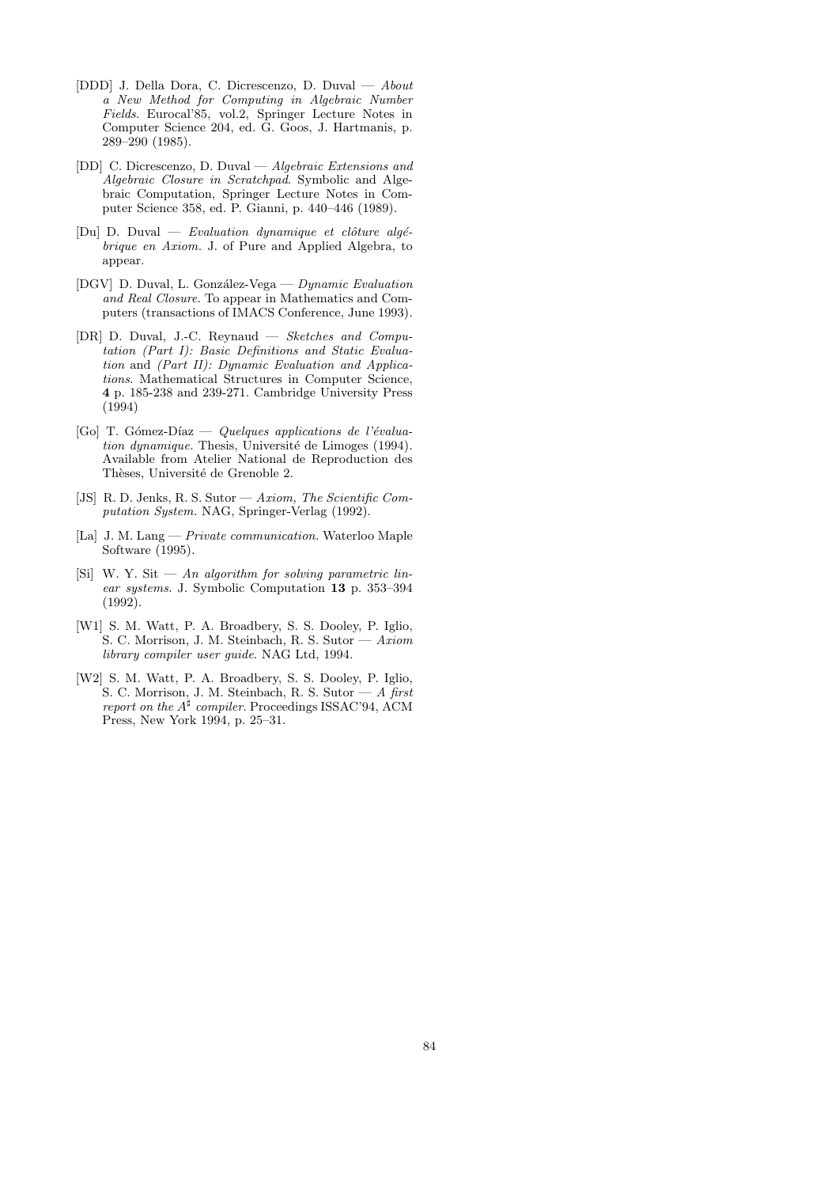[DDD] J. Della Dora, C. Dicrescenzo, D. Duval — *About a New Method for Computing in Algebraic Number Fields*. Eurocal'85, vol.2, Springer Lecture Notes in Computer Science 204, ed. G. Goos, J. Hartmanis, p. 289–290 (1985).

[DD] C. Dicrescenzo, D. Duval — *Algebraic Extensions and Algebraic Closure in Scratchpad*. Symbolic and Algebraic Computation, Springer Lecture Notes in Computer Science 358, ed. P. Gianni, p. 440–446 (1989).

[Du] D. Duval — *Evaluation dynamique et clôture algébrique en Axiom*. J. of Pure and Applied Algebra, to appear.

[DGV] D. Duval, L. González-Vega — *Dynamic Evaluation and Real Closure*. To appear in Mathematics and Computers (transactions of IMACS Conference, June 1993).

[DR] D. Duval, J.-C. Reynaud — *Sketches and Computation (Part I): Basic Definitions and Static Evaluation* and *(Part II): Dynamic Evaluation and Applications*. Mathematical Structures in Computer Science, **4** p. 185-238 and 239-271. Cambridge University Press (1994)

[Go] T. Gómez-Díaz — *Quelques applications de l'évaluation dynamique*. Thesis, Université de Limoges (1994). Available from Atelier National de Reproduction des Thèses, Université de Grenoble 2.

[JS] R. D. Jenks, R. S. Sutor — *Axiom, The Scientific Computation System*. NAG, Springer-Verlag (1992).

[La] J. M. Lang — *Private communication*. Waterloo Maple Software (1995).

[Si] W. Y. Sit — *An algorithm for solving parametric linear systems*. J. Symbolic Computation **13** p. 353–394 (1992).

[W1] S. M. Watt, P. A. Broadbery, S. S. Dooley, P. Iglio, S. C. Morrison, J. M. Steinbach, R. S. Sutor — *Axiom library compiler user guide*. NAG Ltd, 1994.

[W2] S. M. Watt, P. A. Broadbery, S. S. Dooley, P. Iglio, S. C. Morrison, J. M. Steinbach, R. S. Sutor — *A first report on the $A^\sharp$ compiler*. Proceedings ISSAC'94, ACM Press, New York 1994, p. 25–31.